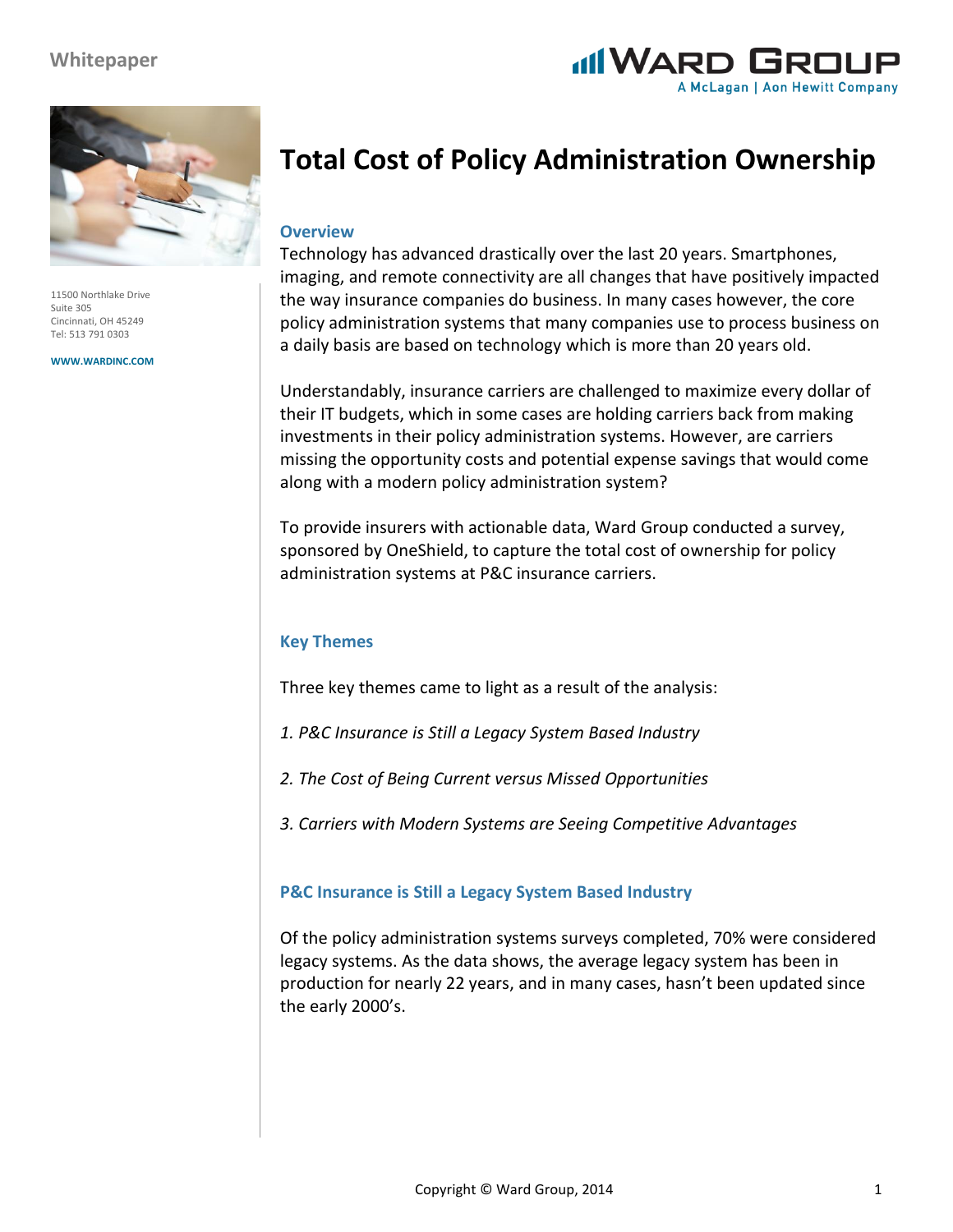Whitepaper

WARD GROUP
A McLagan | Aon Hewitt Company

11500 Northlake Drive
Suite 305
Cincinnati, OH 45249
Tel: 513 791 0303

WWW.WARDINC.COM

# Total Cost of Policy Administration Ownership

## Overview

Technology has advanced drastically over the last 20 years. Smartphones, imaging, and remote connectivity are all changes that have positively impacted the way insurance companies do business. In many cases however, the core policy administration systems that many companies use to process business on a daily basis are based on technology which is more than 20 years old.

Understandably, insurance carriers are challenged to maximize every dollar of their IT budgets, which in some cases are holding carriers back from making investments in their policy administration systems. However, are carriers missing the opportunity costs and potential expense savings that would come along with a modern policy administration system?

To provide insurers with actionable data, Ward Group conducted a survey, sponsored by OneShield, to capture the total cost of ownership for policy administration systems at P&C insurance carriers.

## Key Themes

Three key themes came to light as a result of the analysis:

*1. P&C Insurance is Still a Legacy System Based Industry*

*2. The Cost of Being Current versus Missed Opportunities*

*3. Carriers with Modern Systems are Seeing Competitive Advantages*

## P&C Insurance is Still a Legacy System Based Industry

Of the policy administration systems surveys completed, 70% were considered legacy systems. As the data shows, the average legacy system has been in production for nearly 22 years, and in many cases, hasn't been updated since the early 2000's.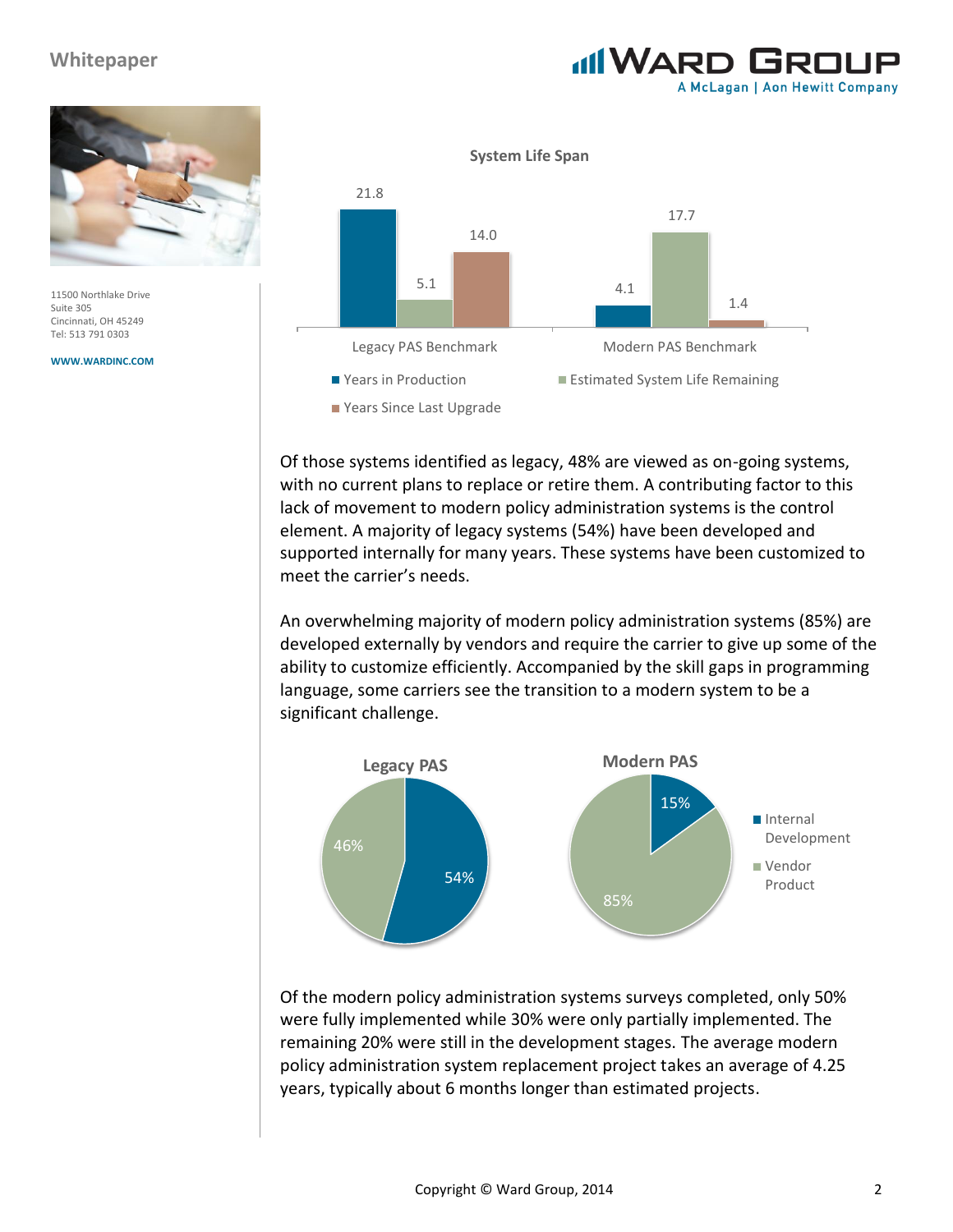11500 Northlake Drive
Suite 305
Cincinnati, OH 45249
Tel: 513 791 0303

WWW.WARDINC.COM

**System Life Span**

| | Years in Production | Estimated System Life Remaining | Years Since Last Upgrade |
|---|---|---|---|
| Legacy PAS Benchmark | 21.8 | 5.1 | 14.0 |
| Modern PAS Benchmark | 4.1 | 17.7 | 1.4 |

Of those systems identified as legacy, 48% are viewed as on-going systems, with no current plans to replace or retire them. A contributing factor to this lack of movement to modern policy administration systems is the control element. A majority of legacy systems (54%) have been developed and supported internally for many years. These systems have been customized to meet the carrier's needs.

An overwhelming majority of modern policy administration systems (85%) are developed externally by vendors and require the carrier to give up some of the ability to customize efficiently. Accompanied by the skill gaps in programming language, some carriers see the transition to a modern system to be a significant challenge.

| | Internal Development | Vendor Product |
|---|---|---|
| Legacy PAS | 54% | 46% |
| Modern PAS | 15% | 85% |

Of the modern policy administration systems surveys completed, only 50% were fully implemented while 30% were only partially implemented. The remaining 20% were still in the development stages. The average modern policy administration system replacement project takes an average of 4.25 years, typically about 6 months longer than estimated projects.

Copyright © Ward Group, 2014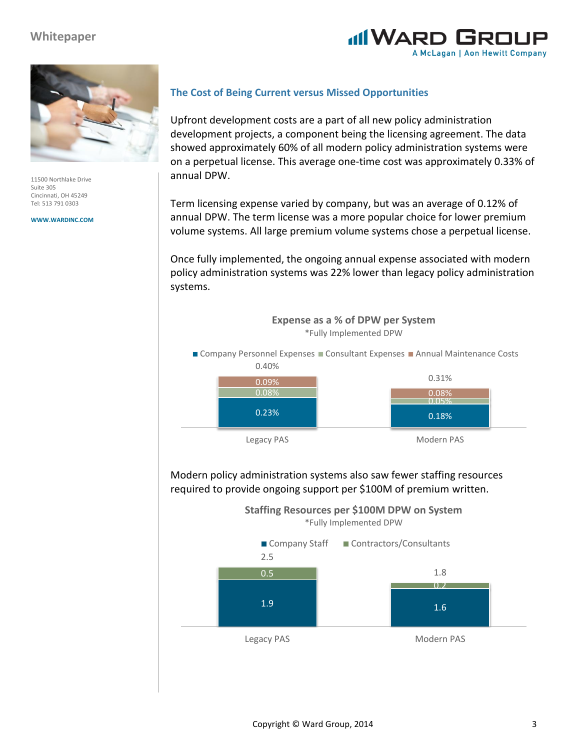## The Cost of Being Current versus Missed Opportunities

Upfront development costs are a part of all new policy administration development projects, a component being the licensing agreement. The data showed approximately 60% of all modern policy administration systems were on a perpetual license. This average one-time cost was approximately 0.33% of annual DPW.

Term licensing expense varied by company, but was an average of 0.12% of annual DPW. The term license was a more popular choice for lower premium volume systems. All large premium volume systems chose a perpetual license.

Once fully implemented, the ongoing annual expense associated with modern policy administration systems was 22% lower than legacy policy administration systems.

**Expense as a % of DPW per System**

*Fully Implemented DPW

| | Legacy PAS | Modern PAS |
|---|---|---|
| Company Personnel Expenses | 0.23% | 0.18% |
| Consultant Expenses | 0.08% | 0.05% |
| Annual Maintenance Costs | 0.09% | 0.08% |
| Total | 0.40% | 0.31% |

Modern policy administration systems also saw fewer staffing resources required to provide ongoing support per $100M of premium written.

**Staffing Resources per $100M DPW on System**

*Fully Implemented DPW

| | Legacy PAS | Modern PAS |
|---|---|---|
| Company Staff | 1.9 | 1.6 |
| Contractors/Consultants | 0.5 | 0.2 |
| Total | 2.5 | 1.8 |

11500 Northlake Drive
Suite 305
Cincinnati, OH 45249
Tel: 513 791 0303

WWW.WARDINC.COM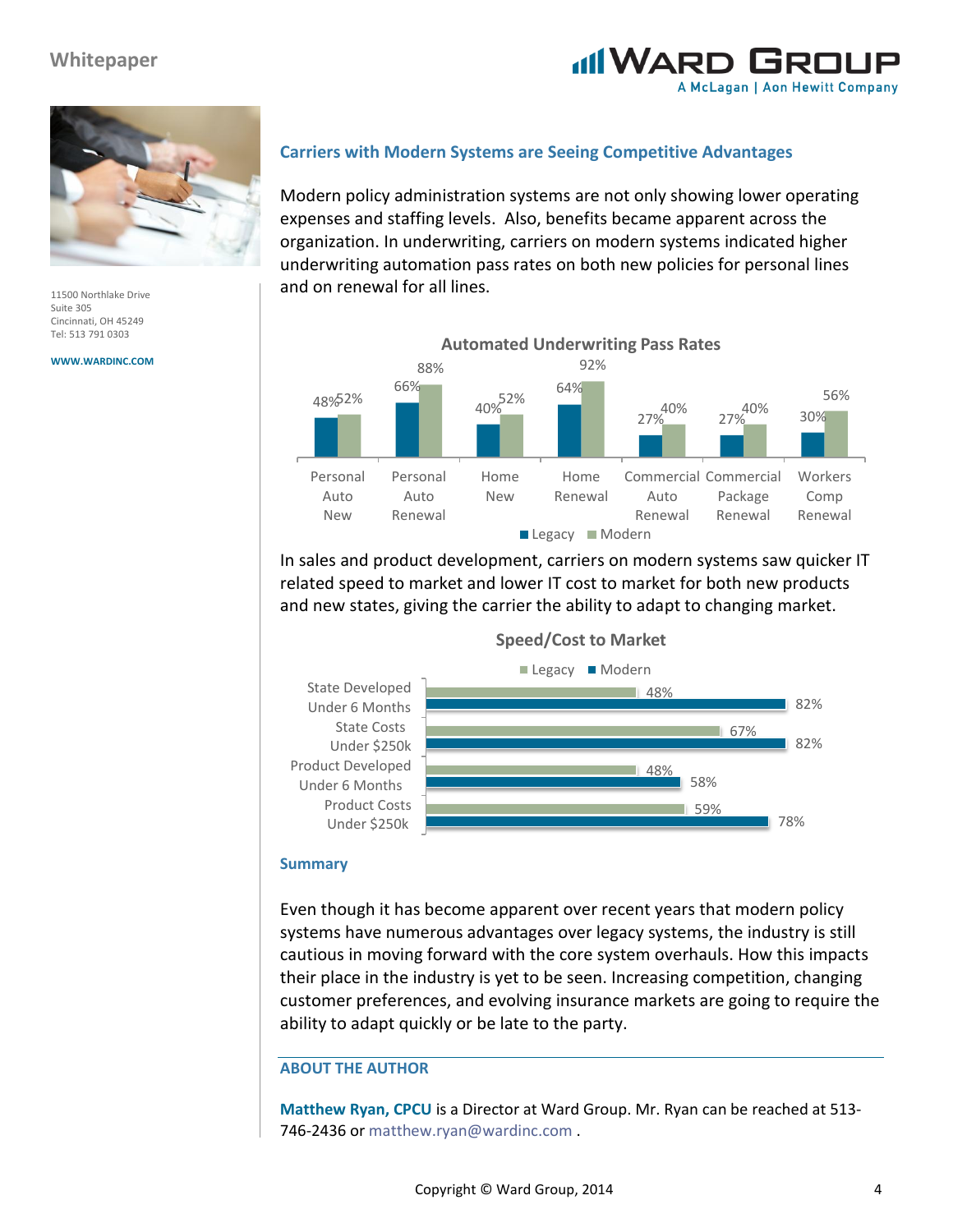Whitepaper

11500 Northlake Drive
Suite 305
Cincinnati, OH 45249
Tel: 513 791 0303

WWW.WARDINC.COM

## Carriers with Modern Systems are Seeing Competitive Advantages

Modern policy administration systems are not only showing lower operating expenses and staffing levels. Also, benefits became apparent across the organization. In underwriting, carriers on modern systems indicated higher underwriting automation pass rates on both new policies for personal lines and on renewal for all lines.

Automated Underwriting Pass Rates

Personal Auto New: 48% 52%
Personal Auto Renewal: 66% 88%
Home New: 40% 52%
Home Renewal: 64% 92%
Commercial Auto Renewal: 27% 40%
Commercial Package Renewal: 27% 40%
Workers Comp Renewal: 30% 56%

Legacy  Modern

In sales and product development, carriers on modern systems saw quicker IT related speed to market and lower IT cost to market for both new products and new states, giving the carrier the ability to adapt to changing market.

Speed/Cost to Market

Legacy  Modern

State Developed Under 6 Months: 48% 82%
State Costs Under $250k: 67% 82%
Product Developed Under 6 Months: 48% 58%
Product Costs Under $250k: 59% 78%

## Summary

Even though it has become apparent over recent years that modern policy systems have numerous advantages over legacy systems, the industry is still cautious in moving forward with the core system overhauls. How this impacts their place in the industry is yet to be seen. Increasing competition, changing customer preferences, and evolving insurance markets are going to require the ability to adapt quickly or be late to the party.

## ABOUT THE AUTHOR

**Matthew Ryan, CPCU** is a Director at Ward Group. Mr. Ryan can be reached at 513-746-2436 or matthew.ryan@wardinc.com .

Copyright © Ward Group, 2014